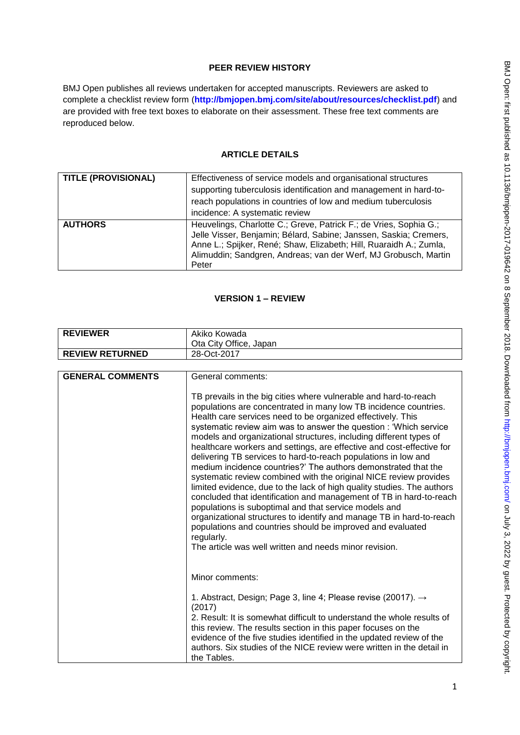## PEER REVIEW HISTORY

BMJ Open publishes all reviews undertaken for accepted manuscripts. Reviewers are asked to complete a checklist review form (**http://bmjopen.bmj.com/site/about/resources/checklist.pdf**) and are provided with free text boxes to elaborate on their assessment. These free text comments are reproduced below.

## ARTICLE DETAILS

| | |
|---|---|
| **TITLE (PROVISIONAL)** | Effectiveness of service models and organisational structures supporting tuberculosis identification and management in hard-to-reach populations in countries of low and medium tuberculosis incidence: A systematic review |
| **AUTHORS** | Heuvelings, Charlotte C.; Greve, Patrick F.; de Vries, Sophia G.; Jelle Visser, Benjamin; Bélard, Sabine; Janssen, Saskia; Cremers, Anne L.; Spijker, René; Shaw, Elizabeth; Hill, Ruaraidh A.; Zumla, Alimuddin; Sandgren, Andreas; van der Werf, MJ Grobusch, Martin Peter |

## VERSION 1 – REVIEW

| | |
|---|---|
| **REVIEWER** | Akiko Kowada<br>Ota City Office, Japan |
| **REVIEW RETURNED** | 28-Oct-2017 |

| | |
|---|---|
| **GENERAL COMMENTS** | General comments:<br><br>TB prevails in the big cities where vulnerable and hard-to-reach populations are concentrated in many low TB incidence countries. Health care services need to be organized effectively. This systematic review aim was to answer the question : 'Which service models and organizational structures, including different types of healthcare workers and settings, are effective and cost-effective for delivering TB services to hard-to-reach populations in low and medium incidence countries?' The authors demonstrated that the systematic review combined with the original NICE review provides limited evidence, due to the lack of high quality studies. The authors concluded that identification and management of TB in hard-to-reach populations is suboptimal and that service models and organizational structures to identify and manage TB in hard-to-reach populations and countries should be improved and evaluated regularly.<br>The article was well written and needs minor revision.<br><br><br>Minor comments:<br><br>1. Abstract, Design; Page 3, line 4; Please revise (20017). → (2017)<br>2. Result: It is somewhat difficult to understand the whole results of this review. The results section in this paper focuses on the evidence of the five studies identified in the updated review of the authors. Six studies of the NICE review were written in the detail in the Tables. |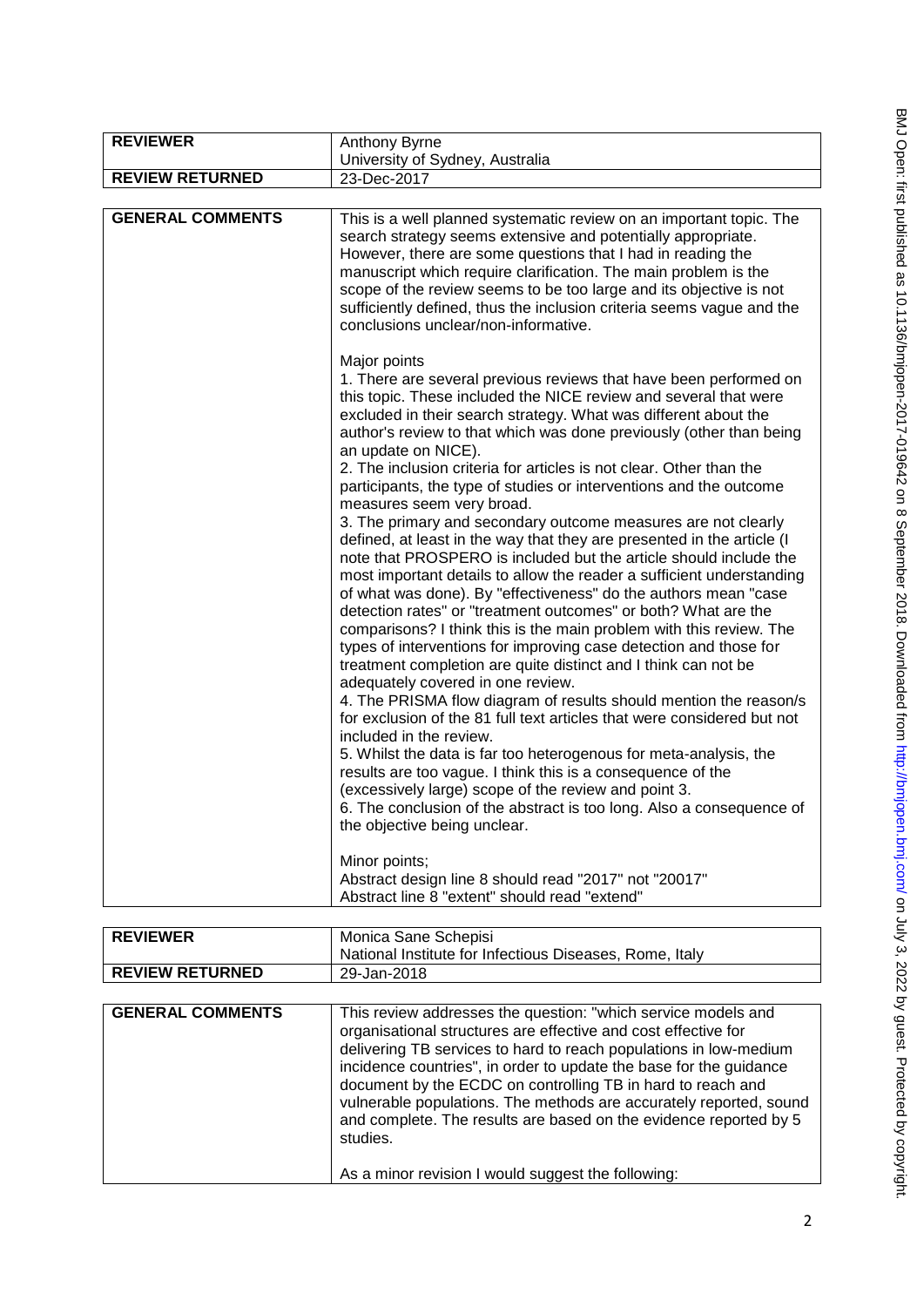| REVIEWER | Anthony Byrne<br>University of Sydney, Australia |
| --- | --- |
| REVIEW RETURNED | 23-Dec-2017 |

| GENERAL COMMENTS | This is a well planned systematic review on an important topic. The search strategy seems extensive and potentially appropriate. However, there are some questions that I had in reading the manuscript which require clarification. The main problem is the scope of the review seems to be too large and its objective is not sufficiently defined, thus the inclusion criteria seems vague and the conclusions unclear/non-informative.<br><br>Major points<br>1. There are several previous reviews that have been performed on this topic. These included the NICE review and several that were excluded in their search strategy. What was different about the author's review to that which was done previously (other than being an update on NICE).<br>2. The inclusion criteria for articles is not clear. Other than the participants, the type of studies or interventions and the outcome measures seem very broad.<br>3. The primary and secondary outcome measures are not clearly defined, at least in the way that they are presented in the article (I note that PROSPERO is included but the article should include the most important details to allow the reader a sufficient understanding of what was done). By "effectiveness" do the authors mean "case detection rates" or "treatment outcomes" or both? What are the comparisons? I think this is the main problem with this review. The types of interventions for improving case detection and those for treatment completion are quite distinct and I think can not be adequately covered in one review.<br>4. The PRISMA flow diagram of results should mention the reason/s for exclusion of the 81 full text articles that were considered but not included in the review.<br>5. Whilst the data is far too heterogenous for meta-analysis, the results are too vague. I think this is a consequence of the (excessively large) scope of the review and point 3.<br>6. The conclusion of the abstract is too long. Also a consequence of the objective being unclear.<br><br>Minor points;<br>Abstract design line 8 should read "2017" not "20017"<br>Abstract line 8 "extent" should read "extend" |
| --- | --- |

| REVIEWER | Monica Sane Schepisi<br>National Institute for Infectious Diseases, Rome, Italy |
| --- | --- |
| REVIEW RETURNED | 29-Jan-2018 |

| GENERAL COMMENTS | This review addresses the question: "which service models and organisational structures are effective and cost effective for delivering TB services to hard to reach populations in low-medium incidence countries", in order to update the base for the guidance document by the ECDC on controlling TB in hard to reach and vulnerable populations. The methods are accurately reported, sound and complete. The results are based on the evidence reported by 5 studies.<br><br>As a minor revision I would suggest the following: |
| --- | --- |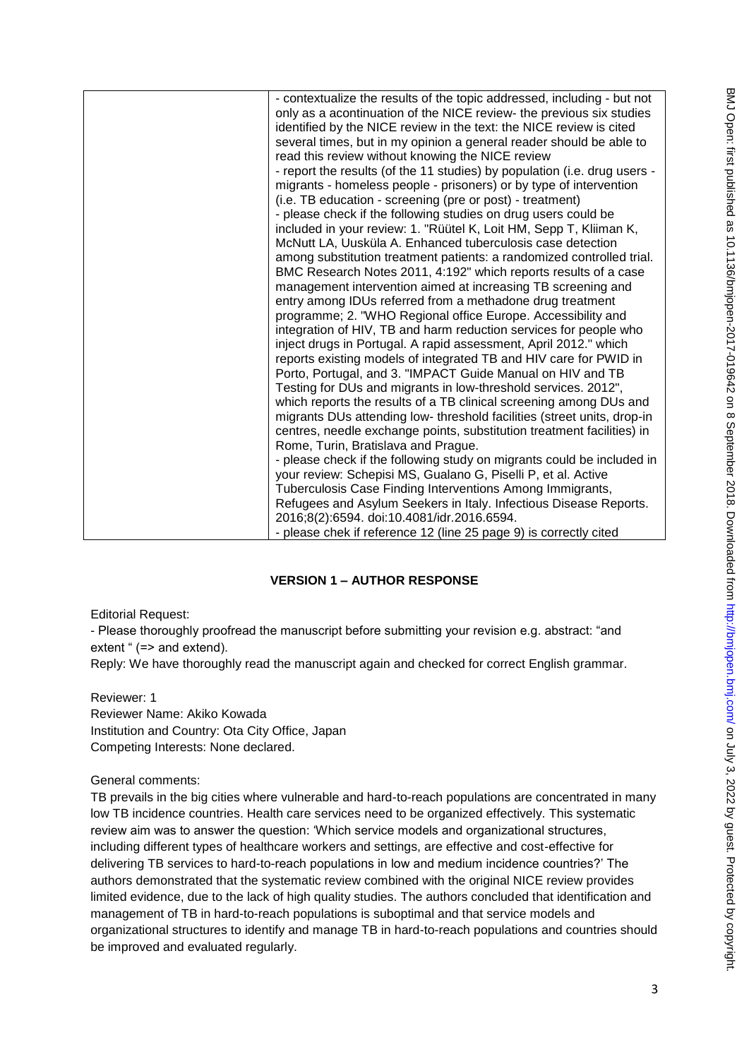| | - contextualize the results of the topic addressed, including - but not only as a acontinuation of the NICE review- the previous six studies identified by the NICE review in the text: the NICE review is cited several times, but in my opinion a general reader should be able to read this review without knowing the NICE review<br>- report the results (of the 11 studies) by population (i.e. drug users - migrants - homeless people - prisoners) or by type of intervention (i.e. TB education - screening (pre or post) - treatment)<br>- please check if the following studies on drug users could be included in your review: 1. "Rüütel K, Loit HM, Sepp T, Kliiman K, McNutt LA, Uusküla A. Enhanced tuberculosis case detection among substitution treatment patients: a randomized controlled trial. BMC Research Notes 2011, 4:192" which reports results of a case management intervention aimed at increasing TB screening and entry among IDUs referred from a methadone drug treatment programme; 2. "WHO Regional office Europe. Accessibility and integration of HIV, TB and harm reduction services for people who inject drugs in Portugal. A rapid assessment, April 2012." which reports existing models of integrated TB and HIV care for PWID in Porto, Portugal, and 3. "IMPACT Guide Manual on HIV and TB Testing for DUs and migrants in low-threshold services. 2012", which reports the results of a TB clinical screening among DUs and migrants DUs attending low- threshold facilities (street units, drop-in centres, needle exchange points, substitution treatment facilities) in Rome, Turin, Bratislava and Prague.<br>- please check if the following study on migrants could be included in your review: Schepisi MS, Gualano G, Piselli P, et al. Active Tuberculosis Case Finding Interventions Among Immigrants, Refugees and Asylum Seekers in Italy. Infectious Disease Reports. 2016;8(2):6594. doi:10.4081/idr.2016.6594.<br>- please chek if reference 12 (line 25 page 9) is correctly cited |
|---|---|

## VERSION 1 – AUTHOR RESPONSE

Editorial Request:

- Please thoroughly proofread the manuscript before submitting your revision e.g. abstract: "and extent " (=> and extend).

Reply: We have thoroughly read the manuscript again and checked for correct English grammar.

Reviewer: 1
Reviewer Name: Akiko Kowada
Institution and Country: Ota City Office, Japan
Competing Interests: None declared.

General comments:

TB prevails in the big cities where vulnerable and hard-to-reach populations are concentrated in many low TB incidence countries. Health care services need to be organized effectively. This systematic review aim was to answer the question: 'Which service models and organizational structures, including different types of healthcare workers and settings, are effective and cost-effective for delivering TB services to hard-to-reach populations in low and medium incidence countries?' The authors demonstrated that the systematic review combined with the original NICE review provides limited evidence, due to the lack of high quality studies. The authors concluded that identification and management of TB in hard-to-reach populations is suboptimal and that service models and organizational structures to identify and manage TB in hard-to-reach populations and countries should be improved and evaluated regularly.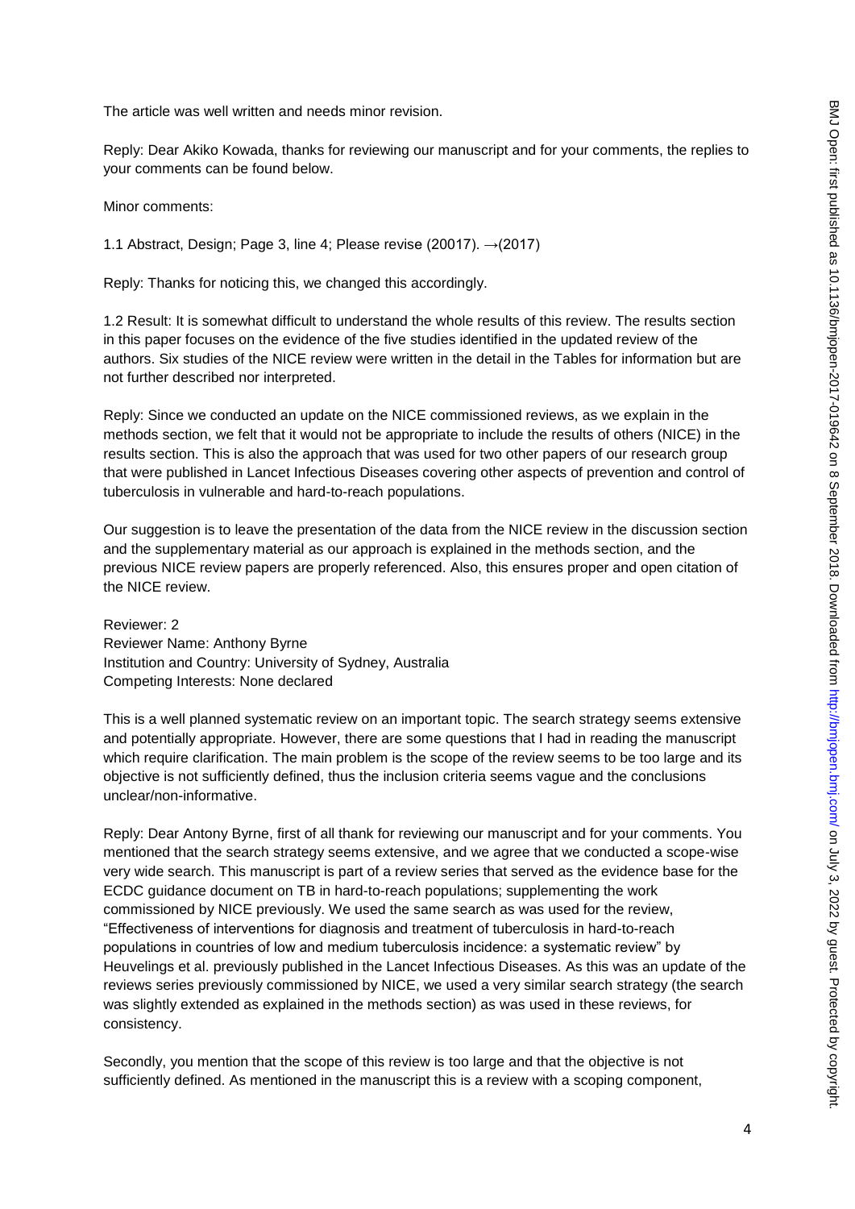The article was well written and needs minor revision.

Reply: Dear Akiko Kowada, thanks for reviewing our manuscript and for your comments, the replies to your comments can be found below.

Minor comments:

1.1 Abstract, Design; Page 3, line 4; Please revise (20017). →(2017)

Reply: Thanks for noticing this, we changed this accordingly.

1.2 Result: It is somewhat difficult to understand the whole results of this review. The results section in this paper focuses on the evidence of the five studies identified in the updated review of the authors. Six studies of the NICE review were written in the detail in the Tables for information but are not further described nor interpreted.

Reply: Since we conducted an update on the NICE commissioned reviews, as we explain in the methods section, we felt that it would not be appropriate to include the results of others (NICE) in the results section. This is also the approach that was used for two other papers of our research group that were published in Lancet Infectious Diseases covering other aspects of prevention and control of tuberculosis in vulnerable and hard-to-reach populations.

Our suggestion is to leave the presentation of the data from the NICE review in the discussion section and the supplementary material as our approach is explained in the methods section, and the previous NICE review papers are properly referenced. Also, this ensures proper and open citation of the NICE review.

Reviewer: 2
Reviewer Name: Anthony Byrne
Institution and Country: University of Sydney, Australia
Competing Interests: None declared

This is a well planned systematic review on an important topic. The search strategy seems extensive and potentially appropriate. However, there are some questions that I had in reading the manuscript which require clarification. The main problem is the scope of the review seems to be too large and its objective is not sufficiently defined, thus the inclusion criteria seems vague and the conclusions unclear/non-informative.

Reply: Dear Antony Byrne, first of all thank for reviewing our manuscript and for your comments. You mentioned that the search strategy seems extensive, and we agree that we conducted a scope-wise very wide search. This manuscript is part of a review series that served as the evidence base for the ECDC guidance document on TB in hard-to-reach populations; supplementing the work commissioned by NICE previously. We used the same search as was used for the review, "Effectiveness of interventions for diagnosis and treatment of tuberculosis in hard-to-reach populations in countries of low and medium tuberculosis incidence: a systematic review" by Heuvelings et al. previously published in the Lancet Infectious Diseases. As this was an update of the reviews series previously commissioned by NICE, we used a very similar search strategy (the search was slightly extended as explained in the methods section) as was used in these reviews, for consistency.

Secondly, you mention that the scope of this review is too large and that the objective is not sufficiently defined. As mentioned in the manuscript this is a review with a scoping component,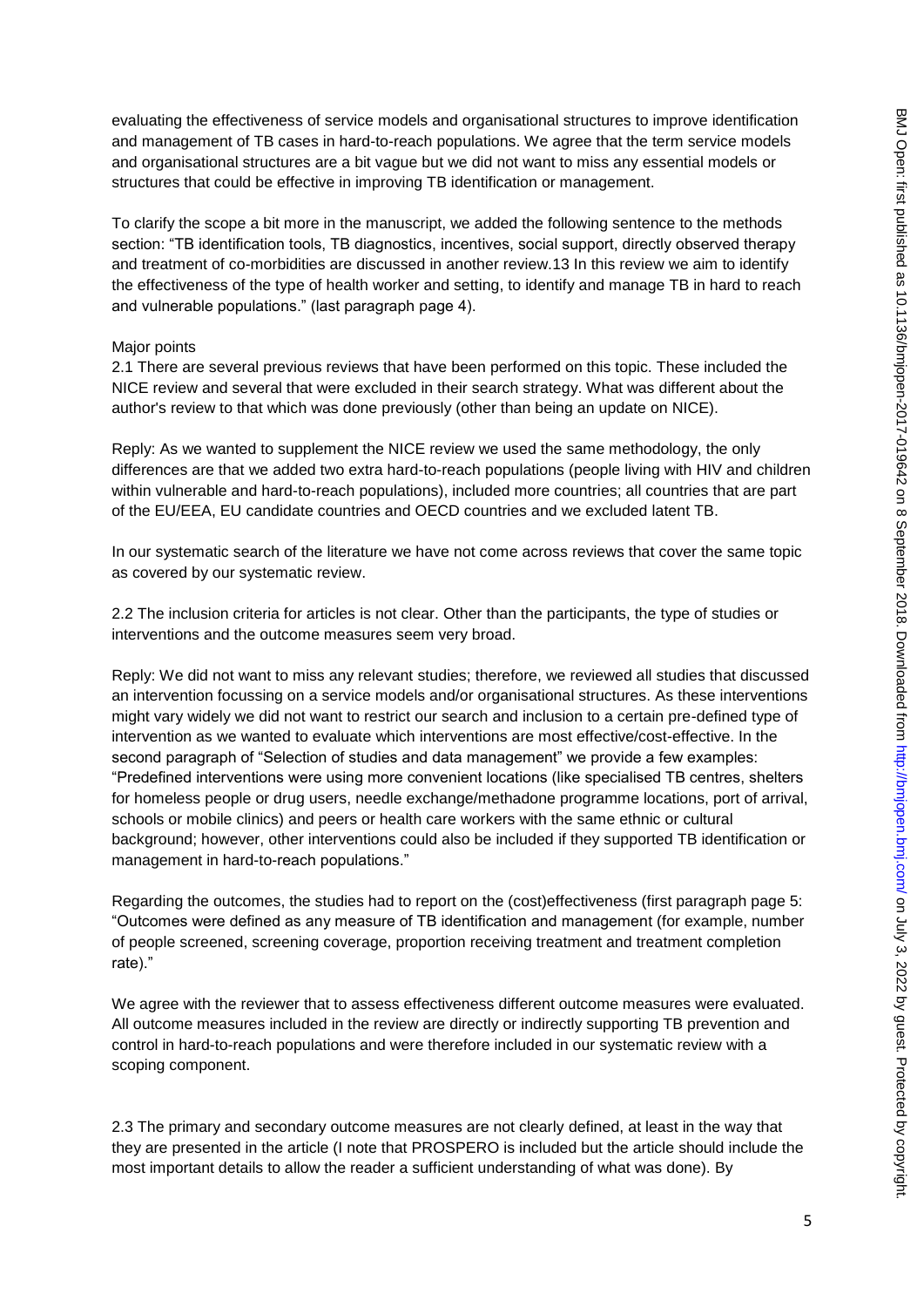evaluating the effectiveness of service models and organisational structures to improve identification and management of TB cases in hard-to-reach populations. We agree that the term service models and organisational structures are a bit vague but we did not want to miss any essential models or structures that could be effective in improving TB identification or management.

To clarify the scope a bit more in the manuscript, we added the following sentence to the methods section: "TB identification tools, TB diagnostics, incentives, social support, directly observed therapy and treatment of co-morbidities are discussed in another review.13 In this review we aim to identify the effectiveness of the type of health worker and setting, to identify and manage TB in hard to reach and vulnerable populations." (last paragraph page 4).

Major points

2.1 There are several previous reviews that have been performed on this topic. These included the NICE review and several that were excluded in their search strategy. What was different about the author's review to that which was done previously (other than being an update on NICE).

Reply: As we wanted to supplement the NICE review we used the same methodology, the only differences are that we added two extra hard-to-reach populations (people living with HIV and children within vulnerable and hard-to-reach populations), included more countries; all countries that are part of the EU/EEA, EU candidate countries and OECD countries and we excluded latent TB.

In our systematic search of the literature we have not come across reviews that cover the same topic as covered by our systematic review.

2.2 The inclusion criteria for articles is not clear. Other than the participants, the type of studies or interventions and the outcome measures seem very broad.

Reply: We did not want to miss any relevant studies; therefore, we reviewed all studies that discussed an intervention focussing on a service models and/or organisational structures. As these interventions might vary widely we did not want to restrict our search and inclusion to a certain pre-defined type of intervention as we wanted to evaluate which interventions are most effective/cost-effective. In the second paragraph of "Selection of studies and data management" we provide a few examples: "Predefined interventions were using more convenient locations (like specialised TB centres, shelters for homeless people or drug users, needle exchange/methadone programme locations, port of arrival, schools or mobile clinics) and peers or health care workers with the same ethnic or cultural background; however, other interventions could also be included if they supported TB identification or management in hard-to-reach populations."

Regarding the outcomes, the studies had to report on the (cost)effectiveness (first paragraph page 5: "Outcomes were defined as any measure of TB identification and management (for example, number of people screened, screening coverage, proportion receiving treatment and treatment completion rate)."

We agree with the reviewer that to assess effectiveness different outcome measures were evaluated. All outcome measures included in the review are directly or indirectly supporting TB prevention and control in hard-to-reach populations and were therefore included in our systematic review with a scoping component.

2.3 The primary and secondary outcome measures are not clearly defined, at least in the way that they are presented in the article (I note that PROSPERO is included but the article should include the most important details to allow the reader a sufficient understanding of what was done). By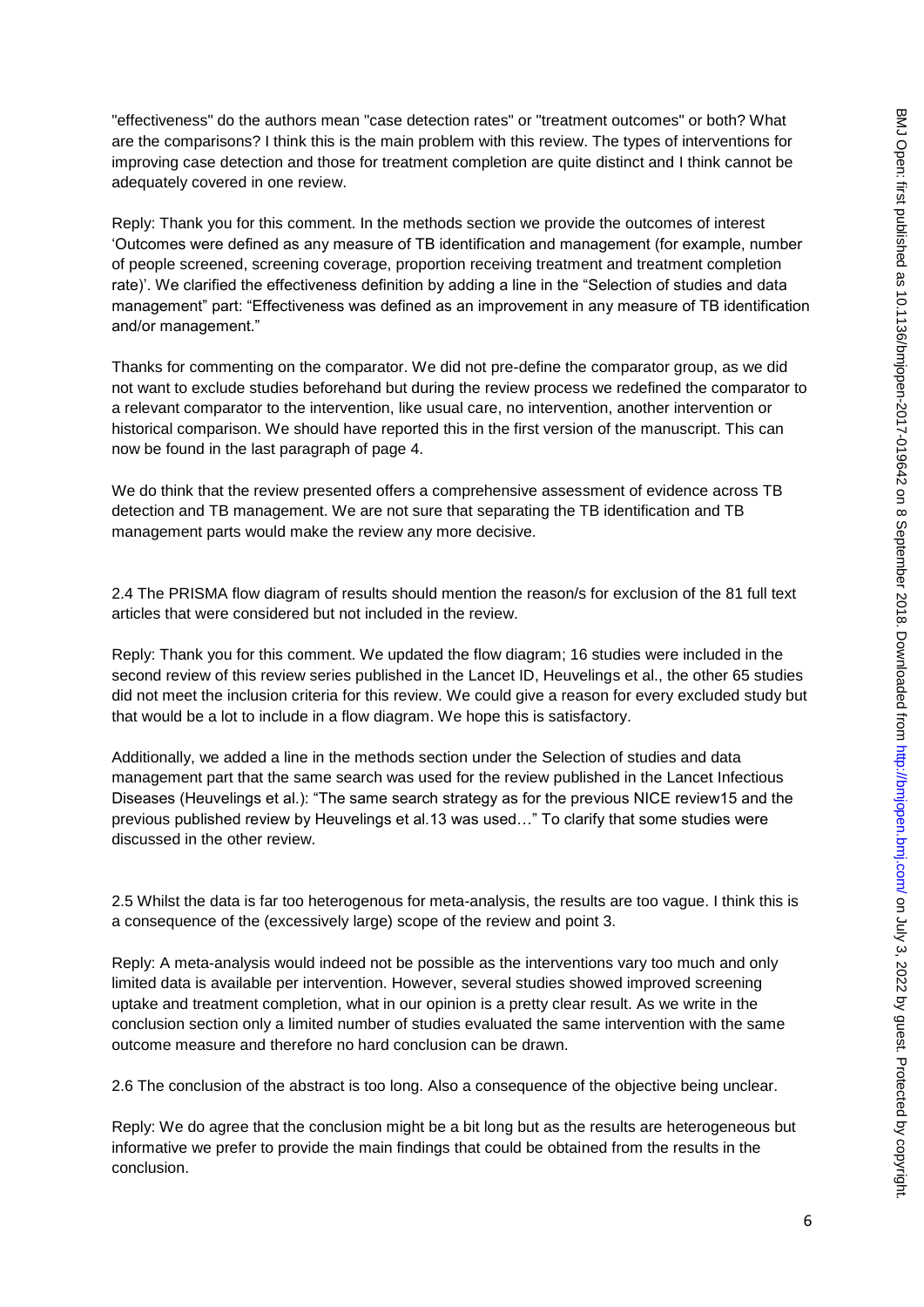"effectiveness" do the authors mean "case detection rates" or "treatment outcomes" or both? What are the comparisons? I think this is the main problem with this review. The types of interventions for improving case detection and those for treatment completion are quite distinct and I think cannot be adequately covered in one review.

Reply: Thank you for this comment. In the methods section we provide the outcomes of interest 'Outcomes were defined as any measure of TB identification and management (for example, number of people screened, screening coverage, proportion receiving treatment and treatment completion rate)'. We clarified the effectiveness definition by adding a line in the "Selection of studies and data management" part: "Effectiveness was defined as an improvement in any measure of TB identification and/or management."

Thanks for commenting on the comparator. We did not pre-define the comparator group, as we did not want to exclude studies beforehand but during the review process we redefined the comparator to a relevant comparator to the intervention, like usual care, no intervention, another intervention or historical comparison. We should have reported this in the first version of the manuscript. This can now be found in the last paragraph of page 4.

We do think that the review presented offers a comprehensive assessment of evidence across TB detection and TB management. We are not sure that separating the TB identification and TB management parts would make the review any more decisive.

2.4 The PRISMA flow diagram of results should mention the reason/s for exclusion of the 81 full text articles that were considered but not included in the review.

Reply: Thank you for this comment. We updated the flow diagram; 16 studies were included in the second review of this review series published in the Lancet ID, Heuvelings et al., the other 65 studies did not meet the inclusion criteria for this review. We could give a reason for every excluded study but that would be a lot to include in a flow diagram. We hope this is satisfactory.

Additionally, we added a line in the methods section under the Selection of studies and data management part that the same search was used for the review published in the Lancet Infectious Diseases (Heuvelings et al.): "The same search strategy as for the previous NICE review15 and the previous published review by Heuvelings et al.13 was used…" To clarify that some studies were discussed in the other review.

2.5 Whilst the data is far too heterogenous for meta-analysis, the results are too vague. I think this is a consequence of the (excessively large) scope of the review and point 3.

Reply: A meta-analysis would indeed not be possible as the interventions vary too much and only limited data is available per intervention. However, several studies showed improved screening uptake and treatment completion, what in our opinion is a pretty clear result. As we write in the conclusion section only a limited number of studies evaluated the same intervention with the same outcome measure and therefore no hard conclusion can be drawn.

2.6 The conclusion of the abstract is too long. Also a consequence of the objective being unclear.

Reply: We do agree that the conclusion might be a bit long but as the results are heterogeneous but informative we prefer to provide the main findings that could be obtained from the results in the conclusion.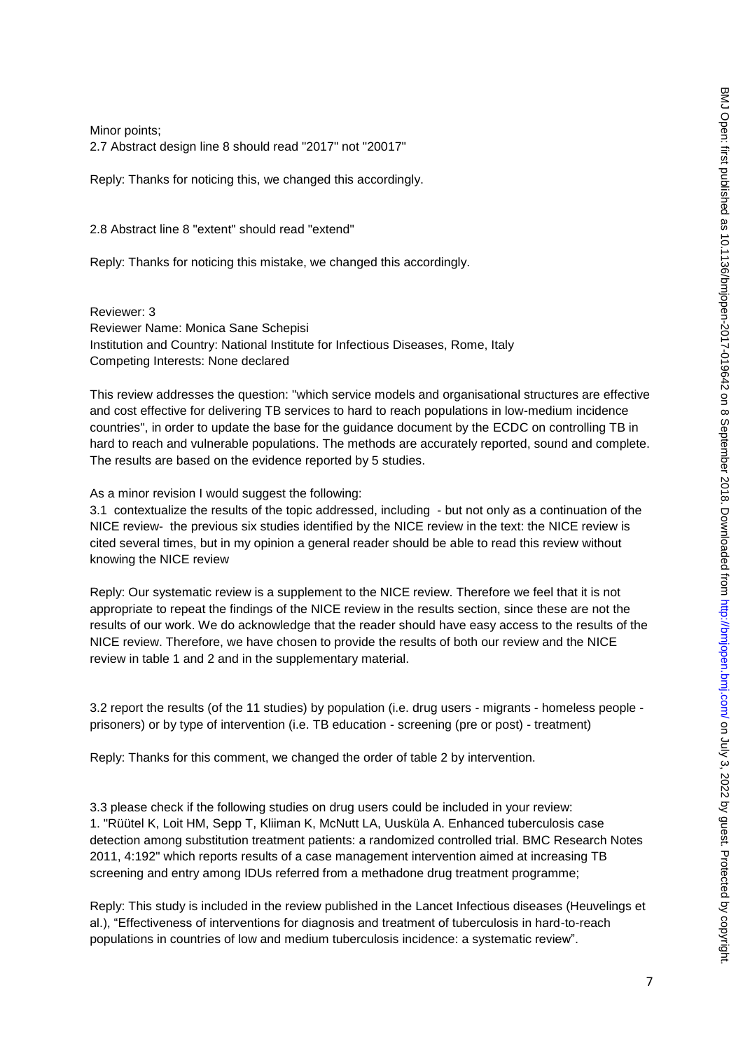Minor points;
2.7 Abstract design line 8 should read "2017" not "20017"

Reply: Thanks for noticing this, we changed this accordingly.

2.8 Abstract line 8 "extent" should read "extend"

Reply: Thanks for noticing this mistake, we changed this accordingly.

Reviewer: 3
Reviewer Name: Monica Sane Schepisi
Institution and Country: National Institute for Infectious Diseases, Rome, Italy
Competing Interests: None declared

This review addresses the question: "which service models and organisational structures are effective and cost effective for delivering TB services to hard to reach populations in low-medium incidence countries", in order to update the base for the guidance document by the ECDC on controlling TB in hard to reach and vulnerable populations. The methods are accurately reported, sound and complete. The results are based on the evidence reported by 5 studies.

As a minor revision I would suggest the following:
3.1 contextualize the results of the topic addressed, including - but not only as a continuation of the NICE review- the previous six studies identified by the NICE review in the text: the NICE review is cited several times, but in my opinion a general reader should be able to read this review without knowing the NICE review

Reply: Our systematic review is a supplement to the NICE review. Therefore we feel that it is not appropriate to repeat the findings of the NICE review in the results section, since these are not the results of our work. We do acknowledge that the reader should have easy access to the results of the NICE review. Therefore, we have chosen to provide the results of both our review and the NICE review in table 1 and 2 and in the supplementary material.

3.2 report the results (of the 11 studies) by population (i.e. drug users - migrants - homeless people - prisoners) or by type of intervention (i.e. TB education - screening (pre or post) - treatment)

Reply: Thanks for this comment, we changed the order of table 2 by intervention.

3.3 please check if the following studies on drug users could be included in your review:
1. "Rüütel K, Loit HM, Sepp T, Kliiman K, McNutt LA, Uusküla A. Enhanced tuberculosis case detection among substitution treatment patients: a randomized controlled trial. BMC Research Notes 2011, 4:192" which reports results of a case management intervention aimed at increasing TB screening and entry among IDUs referred from a methadone drug treatment programme;

Reply: This study is included in the review published in the Lancet Infectious diseases (Heuvelings et al.), "Effectiveness of interventions for diagnosis and treatment of tuberculosis in hard-to-reach populations in countries of low and medium tuberculosis incidence: a systematic review".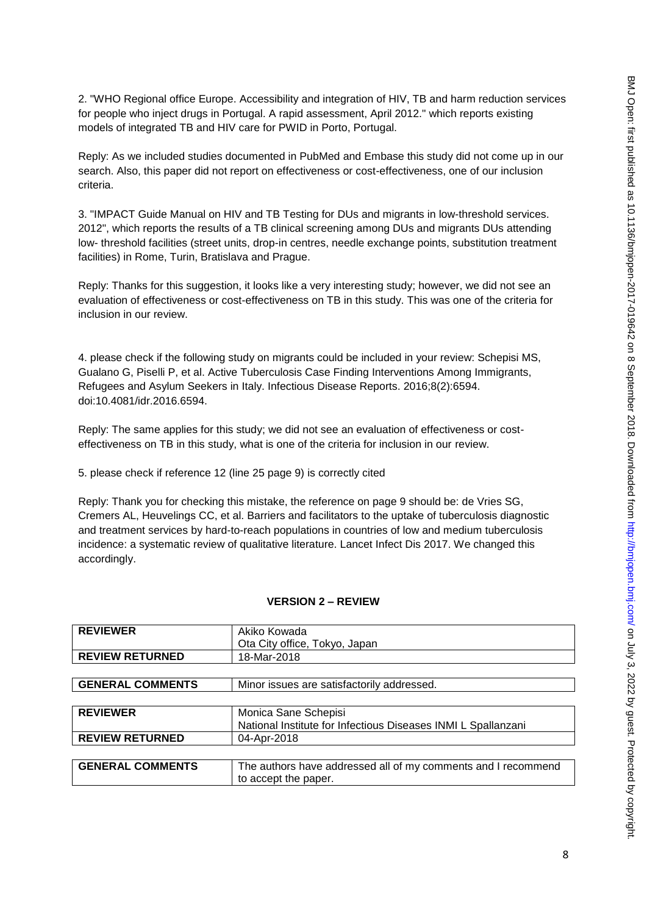2. "WHO Regional office Europe. Accessibility and integration of HIV, TB and harm reduction services for people who inject drugs in Portugal. A rapid assessment, April 2012." which reports existing models of integrated TB and HIV care for PWID in Porto, Portugal.

Reply: As we included studies documented in PubMed and Embase this study did not come up in our search. Also, this paper did not report on effectiveness or cost-effectiveness, one of our inclusion criteria.

3. "IMPACT Guide Manual on HIV and TB Testing for DUs and migrants in low-threshold services. 2012", which reports the results of a TB clinical screening among DUs and migrants DUs attending low- threshold facilities (street units, drop-in centres, needle exchange points, substitution treatment facilities) in Rome, Turin, Bratislava and Prague.

Reply: Thanks for this suggestion, it looks like a very interesting study; however, we did not see an evaluation of effectiveness or cost-effectiveness on TB in this study. This was one of the criteria for inclusion in our review.

4. please check if the following study on migrants could be included in your review: Schepisi MS, Gualano G, Piselli P, et al. Active Tuberculosis Case Finding Interventions Among Immigrants, Refugees and Asylum Seekers in Italy. Infectious Disease Reports. 2016;8(2):6594. doi:10.4081/idr.2016.6594.

Reply: The same applies for this study; we did not see an evaluation of effectiveness or cost-effectiveness on TB in this study, what is one of the criteria for inclusion in our review.

5. please check if reference 12 (line 25 page 9) is correctly cited

Reply: Thank you for checking this mistake, the reference on page 9 should be: de Vries SG, Cremers AL, Heuvelings CC, et al. Barriers and facilitators to the uptake of tuberculosis diagnostic and treatment services by hard-to-reach populations in countries of low and medium tuberculosis incidence: a systematic review of qualitative literature. Lancet Infect Dis 2017. We changed this accordingly.

## VERSION 2 – REVIEW

| | |
|---|---|
| **REVIEWER** | Akiko Kowada<br>Ota City office, Tokyo, Japan |
| **REVIEW RETURNED** | 18-Mar-2018 |

| | |
|---|---|
| **GENERAL COMMENTS** | Minor issues are satisfactorily addressed. |

| | |
|---|---|
| **REVIEWER** | Monica Sane Schepisi<br>National Institute for Infectious Diseases INMI L Spallanzani |
| **REVIEW RETURNED** | 04-Apr-2018 |

| | |
|---|---|
| **GENERAL COMMENTS** | The authors have addressed all of my comments and I recommend to accept the paper. |